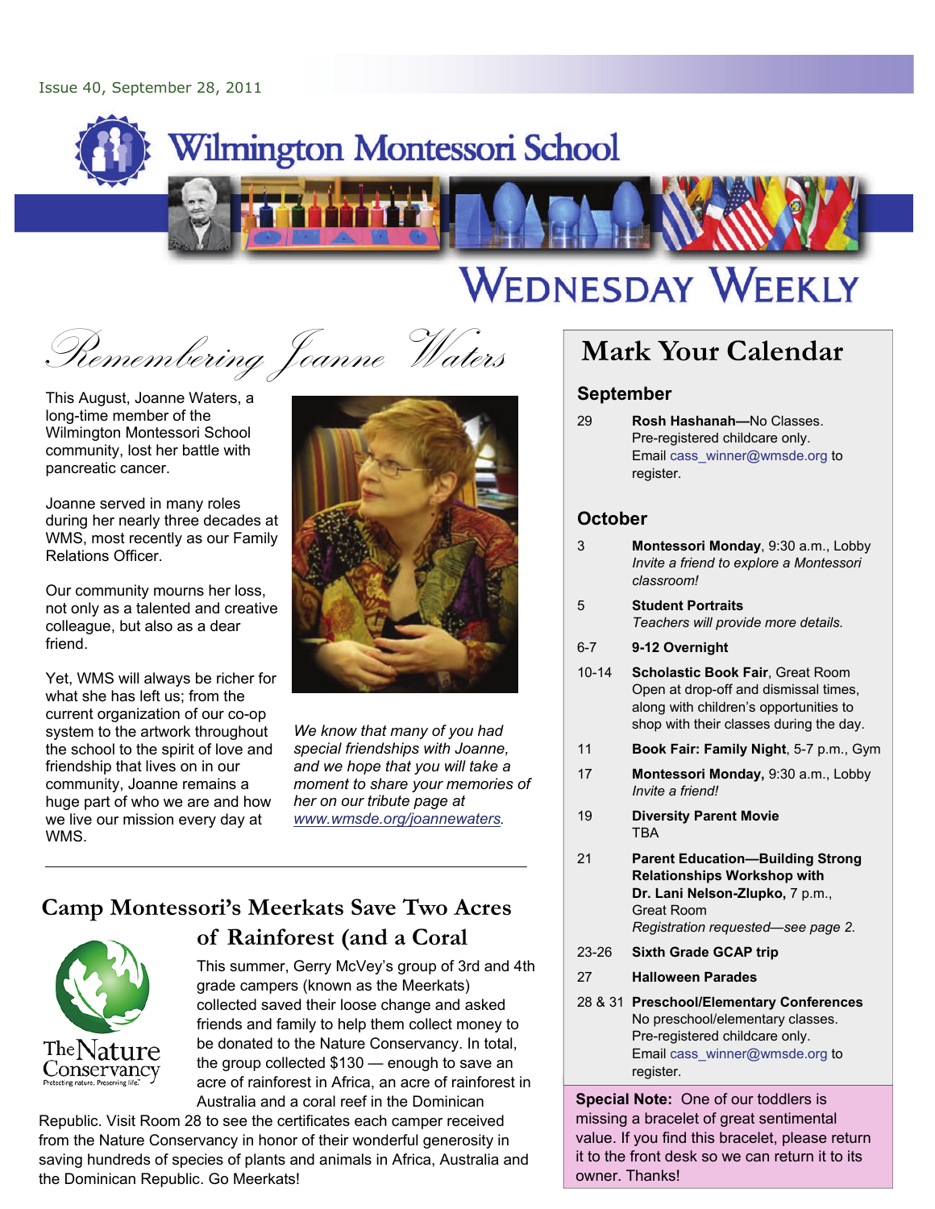Issue 40, September 28, 2011

# Wilmington Montessori School

# WEDNESDAY WEEKLY

## Remembering Joanne Waters

This August, Joanne Waters, a long-time member of the Wilmington Montessori School community, lost her battle with pancreatic cancer.

Joanne served in many roles during her nearly three decades at WMS, most recently as our Family Relations Officer.

Our community mourns her loss, not only as a talented and creative colleague, but also as a dear friend.

Yet, WMS will always be richer for what she has left us; from the current organization of our co-op system to the artwork throughout the school to the spirit of love and friendship that lives on in our community, Joanne remains a huge part of who we are and how we live our mission every day at WMS.

*We know that many of you had special friendships with Joanne, and we hope that you will take a moment to share your memories of her on our tribute page at [www.wmsde.org/joannewaters](www.wmsde.org/joannewaters).*

## Camp Montessori's Meerkats Save Two Acres of Rainforest (and a Coral

This summer, Gerry McVey's group of 3rd and 4th grade campers (known as the Meerkats) collected saved their loose change and asked friends and family to help them collect money to be donated to the Nature Conservancy. In total, the group collected $130 — enough to save an acre of rainforest in Africa, an acre of rainforest in Australia and a coral reef in the Dominican Republic. Visit Room 28 to see the certificates each camper received from the Nature Conservancy in honor of their wonderful generosity in saving hundreds of species of plants and animals in Africa, Australia and the Dominican Republic. Go Meerkats!

## Mark Your Calendar

### September

| | |
|---|---|
| 29 | **Rosh Hashanah—**No Classes. Pre-registered childcare only. Email cass_winner@wmsde.org to register. |

### October

| | |
|---|---|
| 3 | **Montessori Monday**, 9:30 a.m., Lobby *Invite a friend to explore a Montessori classroom!* |
| 5 | **Student Portraits** *Teachers will provide more details.* |
| 6-7 | **9-12 Overnight** |
| 10-14 | **Scholastic Book Fair**, Great Room Open at drop-off and dismissal times, along with children's opportunities to shop with their classes during the day. |
| 11 | **Book Fair: Family Night**, 5-7 p.m., Gym |
| 17 | **Montessori Monday,** 9:30 a.m., Lobby *Invite a friend!* |
| 19 | **Diversity Parent Movie** TBA |
| 21 | **Parent Education—Building Strong Relationships Workshop with Dr. Lani Nelson-Zlupko,** 7 p.m., Great Room *Registration requested—see page 2.* |
| 23-26 | **Sixth Grade GCAP trip** |
| 27 | **Halloween Parades** |
| 28 & 31 | **Preschool/Elementary Conferences** No preschool/elementary classes. Pre-registered childcare only. Email cass_winner@wmsde.org to register. |

**Special Note:** One of our toddlers is missing a bracelet of great sentimental value. If you find this bracelet, please return it to the front desk so we can return it to its owner. Thanks!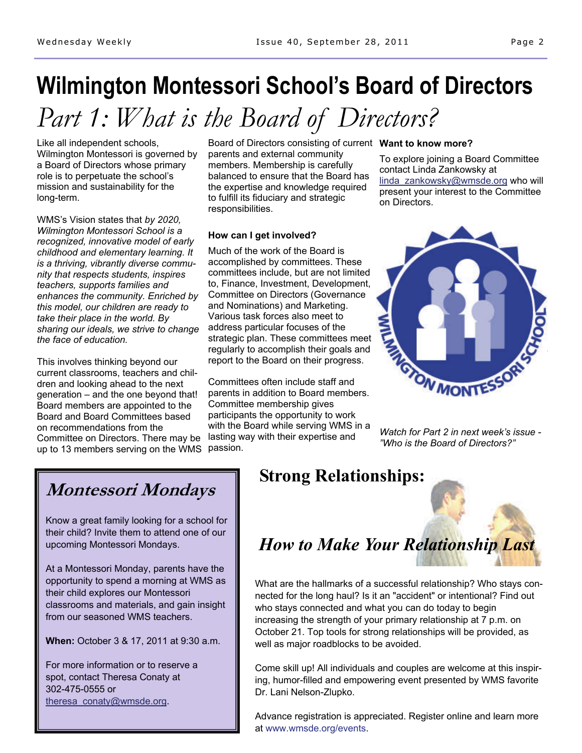# Wilmington Montessori School's Board of Directors

## *Part 1: What is the Board of Directors?*

Like all independent schools, Wilmington Montessori is governed by a Board of Directors whose primary role is to perpetuate the school's mission and sustainability for the long-term.

WMS's Vision states that *by 2020, Wilmington Montessori School is a recognized, innovative model of early childhood and elementary learning. It is a thriving, vibrantly diverse community that respects students, inspires teachers, supports families and enhances the community. Enriched by this model, our children are ready to take their place in the world. By sharing our ideals, we strive to change the face of education.*

This involves thinking beyond our current classrooms, teachers and children and looking ahead to the next generation – and the one beyond that! Board members are appointed to the Board and Board Committees based on recommendations from the Committee on Directors. There may be up to 13 members serving on the WMS Board of Directors consisting of current parents and external community members. Membership is carefully balanced to ensure that the Board has the expertise and knowledge required to fulfill its fiduciary and strategic responsibilities.

### How can I get involved?

Much of the work of the Board is accomplished by committees. These committees include, but are not limited to, Finance, Investment, Development, Committee on Directors (Governance and Nominations) and Marketing. Various task forces also meet to address particular focuses of the strategic plan. These committees meet regularly to accomplish their goals and report to the Board on their progress.

Committees often include staff and parents in addition to Board members. Committee membership gives participants the opportunity to work with the Board while serving WMS in a lasting way with their expertise and passion.

### Want to know more?

To explore joining a Board Committee contact Linda Zankowsky at linda_zankowsky@wmsde.org who will present your interest to the Committee on Directors.

*Watch for Part 2 in next week's issue - "Who is the Board of Directors?"*

## *Montessori Mondays*

Know a great family looking for a school for their child? Invite them to attend one of our upcoming Montessori Mondays.

At a Montessori Monday, parents have the opportunity to spend a morning at WMS as their child explores our Montessori classrooms and materials, and gain insight from our seasoned WMS teachers.

**When:** October 3 & 17, 2011 at 9:30 a.m.

For more information or to reserve a spot, contact Theresa Conaty at 302-475-0555 or theresa_conaty@wmsde.org.

## Strong Relationships:

### *How to Make Your Relationship Last*

What are the hallmarks of a successful relationship? Who stays connected for the long haul? Is it an "accident" or intentional? Find out who stays connected and what you can do today to begin increasing the strength of your primary relationship at 7 p.m. on October 21. Top tools for strong relationships will be provided, as well as major roadblocks to be avoided.

Come skill up! All individuals and couples are welcome at this inspiring, humor-filled and empowering event presented by WMS favorite Dr. Lani Nelson-Zlupko.

Advance registration is appreciated. Register online and learn more at www.wmsde.org/events.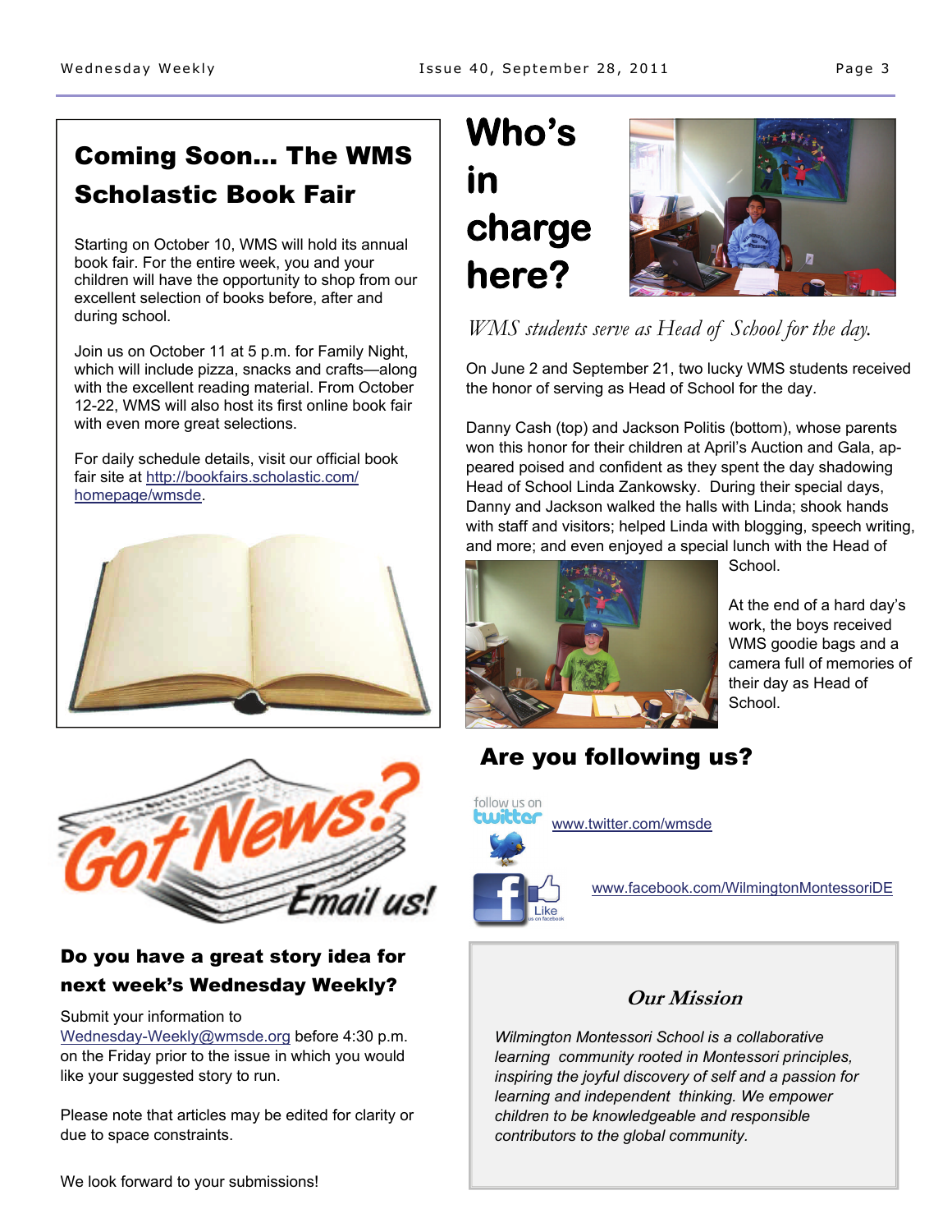## Coming Soon… The WMS Scholastic Book Fair

Starting on October 10, WMS will hold its annual book fair. For the entire week, you and your children will have the opportunity to shop from our excellent selection of books before, after and during school.

Join us on October 11 at 5 p.m. for Family Night, which will include pizza, snacks and crafts—along with the excellent reading material. From October 12-22, WMS will also host its first online book fair with even more great selections.

For daily schedule details, visit our official book fair site at http://bookfairs.scholastic.com/homepage/wmsde.

Got News? Email us!

### Do you have a great story idea for next week's Wednesday Weekly?

Submit your information to Wednesday-Weekly@wmsde.org before 4:30 p.m. on the Friday prior to the issue in which you would like your suggested story to run.

Please note that articles may be edited for clarity or due to space constraints.

We look forward to your submissions!

## Who's in charge here?

*WMS students serve as Head of School for the day.*

On June 2 and September 21, two lucky WMS students received the honor of serving as Head of School for the day.

Danny Cash (top) and Jackson Politis (bottom), whose parents won this honor for their children at April's Auction and Gala, appeared poised and confident as they spent the day shadowing Head of School Linda Zankowsky. During their special days, Danny and Jackson walked the halls with Linda; shook hands with staff and visitors; helped Linda with blogging, speech writing, and more; and even enjoyed a special lunch with the Head of School.

At the end of a hard day's work, the boys received WMS goodie bags and a camera full of memories of their day as Head of School.

## Are you following us?

follow us on twitter www.twitter.com/wmsde

Like us on facebook www.facebook.com/WilmingtonMontessoriDE

### *Our Mission*

*Wilmington Montessori School is a collaborative learning community rooted in Montessori principles, inspiring the joyful discovery of self and a passion for learning and independent thinking. We empower children to be knowledgeable and responsible contributors to the global community.*